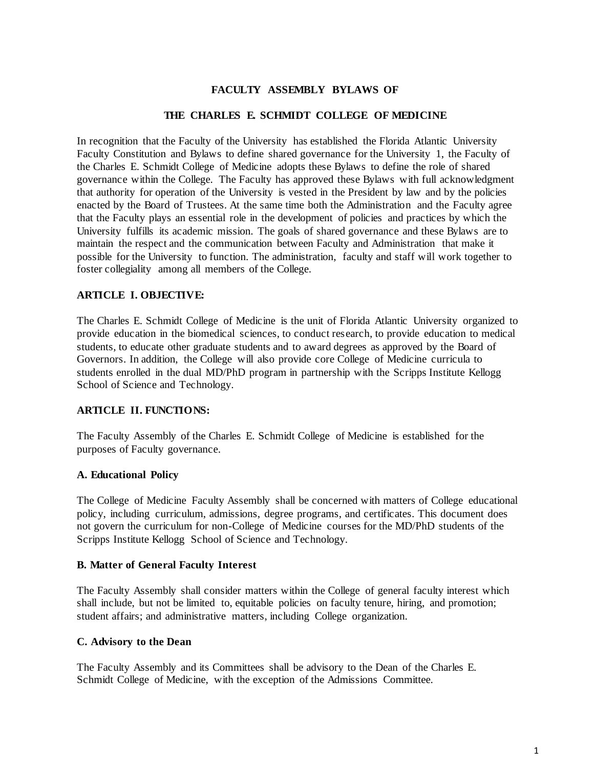# FACULTY ASSEMBLY BYLAWS OF

# THE CHARLES E. SCHMIDT COLLEGE OF MEDICINE

In recognition that the Faculty of the University has established the Florida Atlantic University Faculty Constitution and Bylaws to define shared governance for the University [1], the Faculty of the Charles E. Schmidt College of Medicine adopts these Bylaws to define the role of shared governance within the College. The Faculty has approved these Bylaws with full acknowledgment that authority for operation of the University is vested in the President by law and by the policies enacted by the Board of Trustees. At the same time both the Administration and the Faculty agree that the Faculty plays an essential role in the development of policies and practices by which the University fulfills its academic mission. The goals of shared governance and these Bylaws are to maintain the respect and the communication between Faculty and Administration that make it possible for the University to function. The administration, faculty and staff will work together to foster collegiality among all members of the College.

## ARTICLE I. OBJECTIVE:

The Charles E. Schmidt College of Medicine is the unit of Florida Atlantic University organized to provide education in the biomedical sciences, to conduct research, to provide education to medical students, to educate other graduate students and to award degrees as approved by the Board of Governors. In addition, the College will also provide core College of Medicine curricula to students enrolled in the dual MD/PhD program in partnership with the Scripps Institute Kellogg School of Science and Technology.

## ARTICLE II. FUNCTIONS:

The Faculty Assembly of the Charles E. Schmidt College of Medicine is established for the purposes of Faculty governance.

### A. Educational Policy

The College of Medicine Faculty Assembly shall be concerned with matters of College educational policy, including curriculum, admissions, degree programs, and certificates. This document does not govern the curriculum for non-College of Medicine courses for the MD/PhD students of the Scripps Institute Kellogg School of Science and Technology.

### B. Matter of General Faculty Interest

The Faculty Assembly shall consider matters within the College of general faculty interest which shall include, but not be limited to, equitable policies on faculty tenure, hiring, and promotion; student affairs; and administrative matters, including College organization.

### C. Advisory to the Dean

The Faculty Assembly and its Committees shall be advisory to the Dean of the Charles E. Schmidt College of Medicine, with the exception of the Admissions Committee.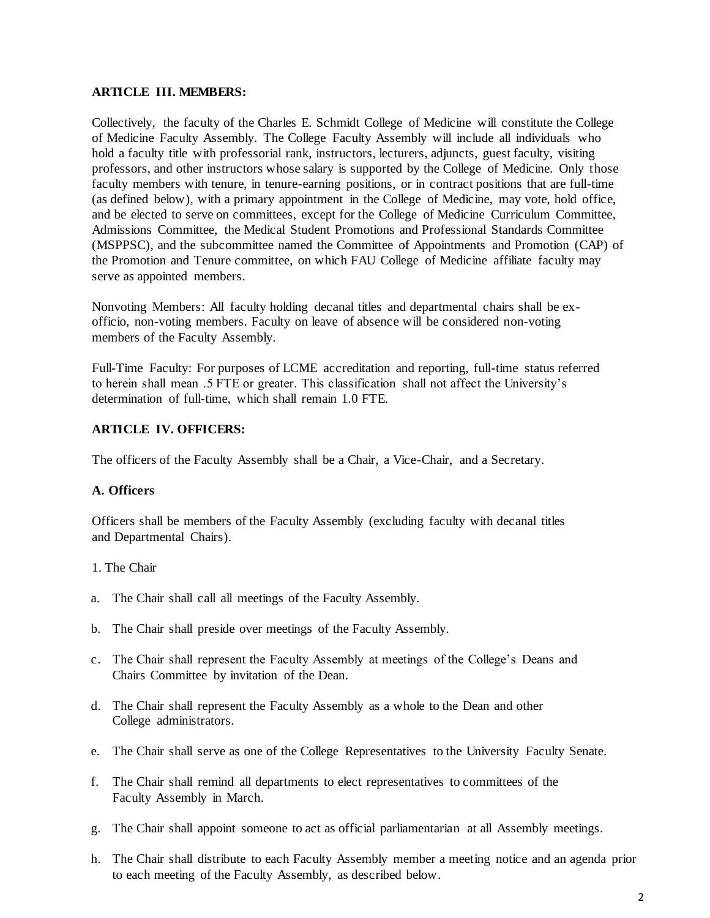**ARTICLE III. MEMBERS:**

Collectively, the faculty of the Charles E. Schmidt College of Medicine will constitute the College of Medicine Faculty Assembly. The College Faculty Assembly will include all individuals who hold a faculty title with professorial rank, instructors, lecturers, adjuncts, guest faculty, visiting professors, and other instructors whose salary is supported by the College of Medicine. Only those faculty members with tenure, in tenure-earning positions, or in contract positions that are full-time (as defined below), with a primary appointment in the College of Medicine, may vote, hold office, and be elected to serve on committees, except for the College of Medicine Curriculum Committee, Admissions Committee, the Medical Student Promotions and Professional Standards Committee (MSPPSC), and the subcommittee named the Committee of Appointments and Promotion (CAP) of the Promotion and Tenure committee, on which FAU College of Medicine affiliate faculty may serve as appointed members.

Nonvoting Members: All faculty holding decanal titles and departmental chairs shall be ex-officio, non-voting members. Faculty on leave of absence will be considered non-voting members of the Faculty Assembly.

Full-Time Faculty: For purposes of LCME accreditation and reporting, full-time status referred to herein shall mean .5 FTE or greater. This classification shall not affect the University's determination of full-time, which shall remain 1.0 FTE.

**ARTICLE IV. OFFICERS:**

The officers of the Faculty Assembly shall be a Chair, a Vice-Chair, and a Secretary.

**A. Officers**

Officers shall be members of the Faculty Assembly (excluding faculty with decanal titles and Departmental Chairs).

1. The Chair

a. The Chair shall call all meetings of the Faculty Assembly.

b. The Chair shall preside over meetings of the Faculty Assembly.

c. The Chair shall represent the Faculty Assembly at meetings of the College's Deans and Chairs Committee by invitation of the Dean.

d. The Chair shall represent the Faculty Assembly as a whole to the Dean and other College administrators.

e. The Chair shall serve as one of the College Representatives to the University Faculty Senate.

f. The Chair shall remind all departments to elect representatives to committees of the Faculty Assembly in March.

g. The Chair shall appoint someone to act as official parliamentarian at all Assembly meetings.

h. The Chair shall distribute to each Faculty Assembly member a meeting notice and an agenda prior to each meeting of the Faculty Assembly, as described below.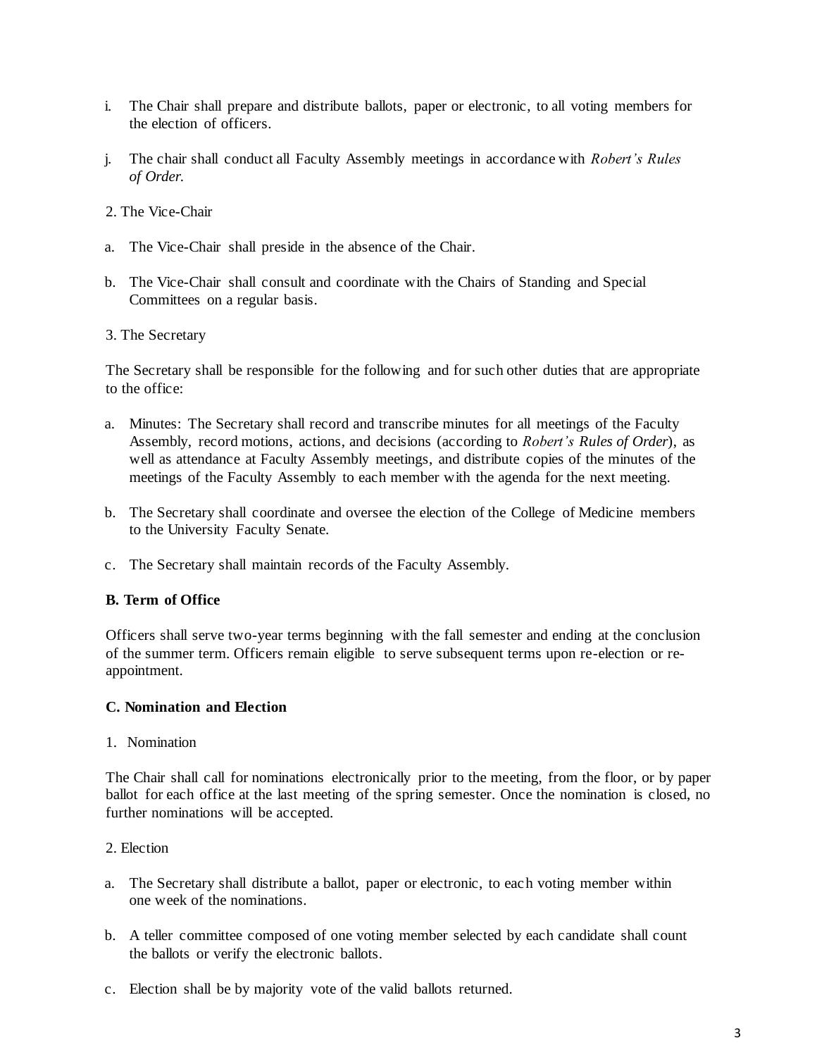i. The Chair shall prepare and distribute ballots, paper or electronic, to all voting members for the election of officers.

j. The chair shall conduct all Faculty Assembly meetings in accordance with *Robert's Rules of Order.*

2. The Vice-Chair

a. The Vice-Chair shall preside in the absence of the Chair.

b. The Vice-Chair shall consult and coordinate with the Chairs of Standing and Special Committees on a regular basis.

3. The Secretary

The Secretary shall be responsible for the following and for such other duties that are appropriate to the office:

a. Minutes: The Secretary shall record and transcribe minutes for all meetings of the Faculty Assembly, record motions, actions, and decisions (according to *Robert's Rules of Order*), as well as attendance at Faculty Assembly meetings, and distribute copies of the minutes of the meetings of the Faculty Assembly to each member with the agenda for the next meeting.

b. The Secretary shall coordinate and oversee the election of the College of Medicine members to the University Faculty Senate.

c. The Secretary shall maintain records of the Faculty Assembly.

**B. Term of Office**

Officers shall serve two-year terms beginning with the fall semester and ending at the conclusion of the summer term. Officers remain eligible to serve subsequent terms upon re-election or re-appointment.

**C. Nomination and Election**

1. Nomination

The Chair shall call for nominations electronically prior to the meeting, from the floor, or by paper ballot for each office at the last meeting of the spring semester. Once the nomination is closed, no further nominations will be accepted.

2. Election

a. The Secretary shall distribute a ballot, paper or electronic, to each voting member within one week of the nominations.

b. A teller committee composed of one voting member selected by each candidate shall count the ballots or verify the electronic ballots.

c. Election shall be by majority vote of the valid ballots returned.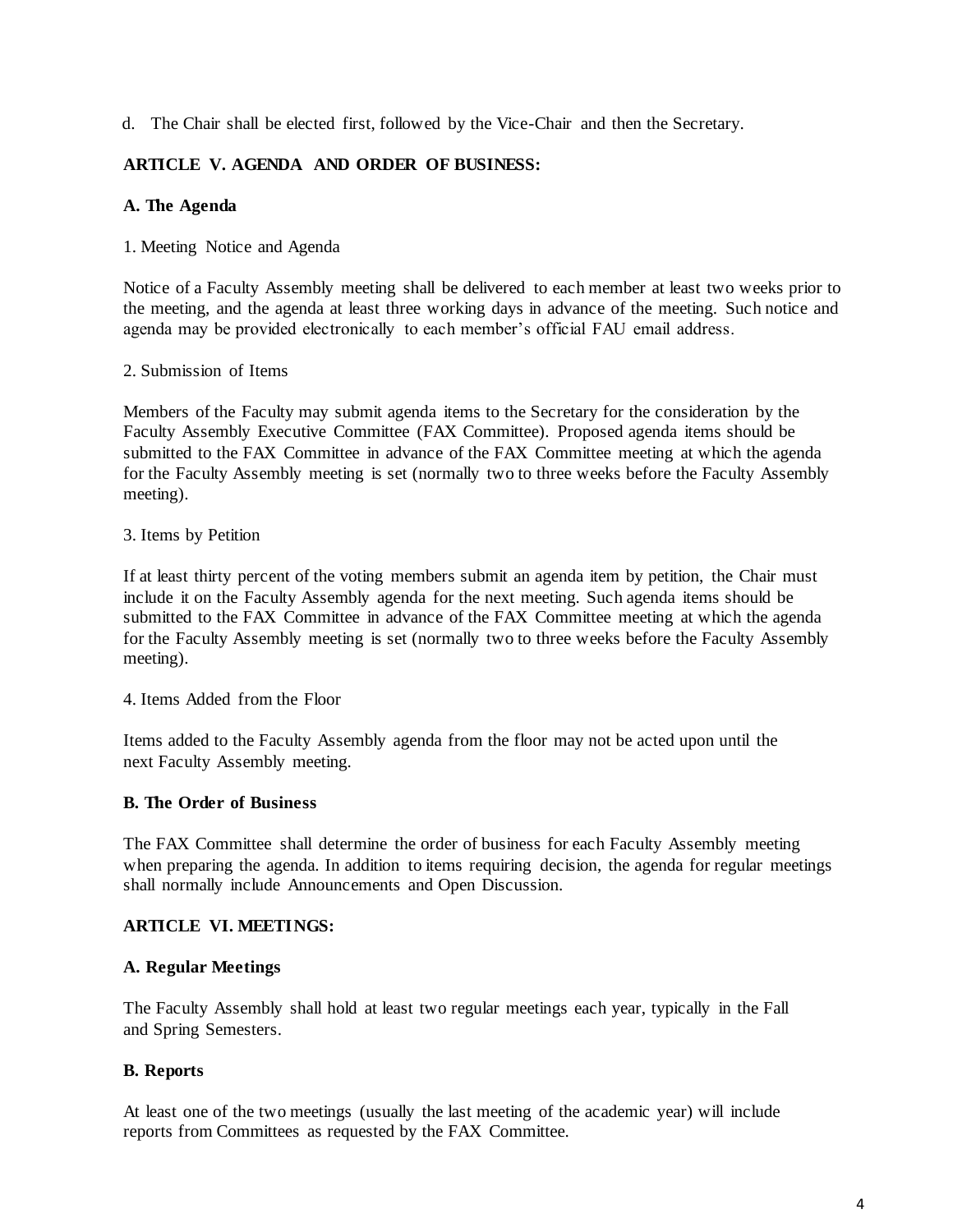d. The Chair shall be elected first, followed by the Vice-Chair and then the Secretary.

## ARTICLE V. AGENDA AND ORDER OF BUSINESS:

### A. The Agenda

1. Meeting Notice and Agenda

Notice of a Faculty Assembly meeting shall be delivered to each member at least two weeks prior to the meeting, and the agenda at least three working days in advance of the meeting. Such notice and agenda may be provided electronically to each member's official FAU email address.

2. Submission of Items

Members of the Faculty may submit agenda items to the Secretary for the consideration by the Faculty Assembly Executive Committee (FAX Committee). Proposed agenda items should be submitted to the FAX Committee in advance of the FAX Committee meeting at which the agenda for the Faculty Assembly meeting is set (normally two to three weeks before the Faculty Assembly meeting).

3. Items by Petition

If at least thirty percent of the voting members submit an agenda item by petition, the Chair must include it on the Faculty Assembly agenda for the next meeting. Such agenda items should be submitted to the FAX Committee in advance of the FAX Committee meeting at which the agenda for the Faculty Assembly meeting is set (normally two to three weeks before the Faculty Assembly meeting).

4. Items Added from the Floor

Items added to the Faculty Assembly agenda from the floor may not be acted upon until the next Faculty Assembly meeting.

### B. The Order of Business

The FAX Committee shall determine the order of business for each Faculty Assembly meeting when preparing the agenda. In addition to items requiring decision, the agenda for regular meetings shall normally include Announcements and Open Discussion.

## ARTICLE VI. MEETINGS:

### A. Regular Meetings

The Faculty Assembly shall hold at least two regular meetings each year, typically in the Fall and Spring Semesters.

### B. Reports

At least one of the two meetings (usually the last meeting of the academic year) will include reports from Committees as requested by the FAX Committee.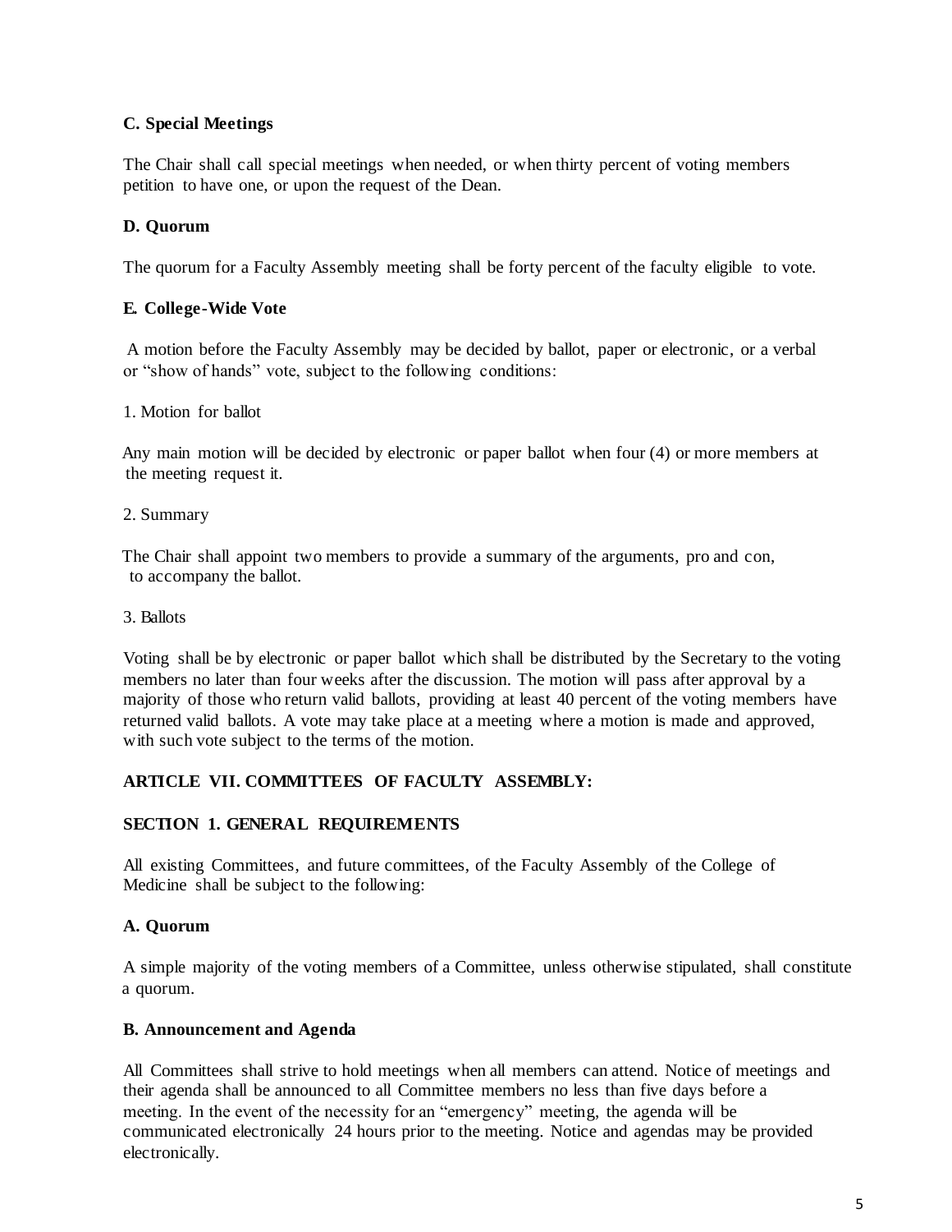**C. Special Meetings**

The Chair shall call special meetings when needed, or when thirty percent of voting members petition to have one, or upon the request of the Dean.

**D. Quorum**

The quorum for a Faculty Assembly meeting shall be forty percent of the faculty eligible to vote.

**E. College-Wide Vote**

A motion before the Faculty Assembly may be decided by ballot, paper or electronic, or a verbal or "show of hands" vote, subject to the following conditions:

1. Motion for ballot

Any main motion will be decided by electronic or paper ballot when four (4) or more members at the meeting request it.

2. Summary

The Chair shall appoint two members to provide a summary of the arguments, pro and con, to accompany the ballot.

3. Ballots

Voting shall be by electronic or paper ballot which shall be distributed by the Secretary to the voting members no later than four weeks after the discussion. The motion will pass after approval by a majority of those who return valid ballots, providing at least 40 percent of the voting members have returned valid ballots. A vote may take place at a meeting where a motion is made and approved, with such vote subject to the terms of the motion.

## ARTICLE VII. COMMITTEES OF FACULTY ASSEMBLY:

### SECTION 1. GENERAL REQUIREMENTS

All existing Committees, and future committees, of the Faculty Assembly of the College of Medicine shall be subject to the following:

**A. Quorum**

A simple majority of the voting members of a Committee, unless otherwise stipulated, shall constitute a quorum.

**B. Announcement and Agenda**

All Committees shall strive to hold meetings when all members can attend. Notice of meetings and their agenda shall be announced to all Committee members no less than five days before a meeting. In the event of the necessity for an "emergency" meeting, the agenda will be communicated electronically 24 hours prior to the meeting. Notice and agendas may be provided electronically.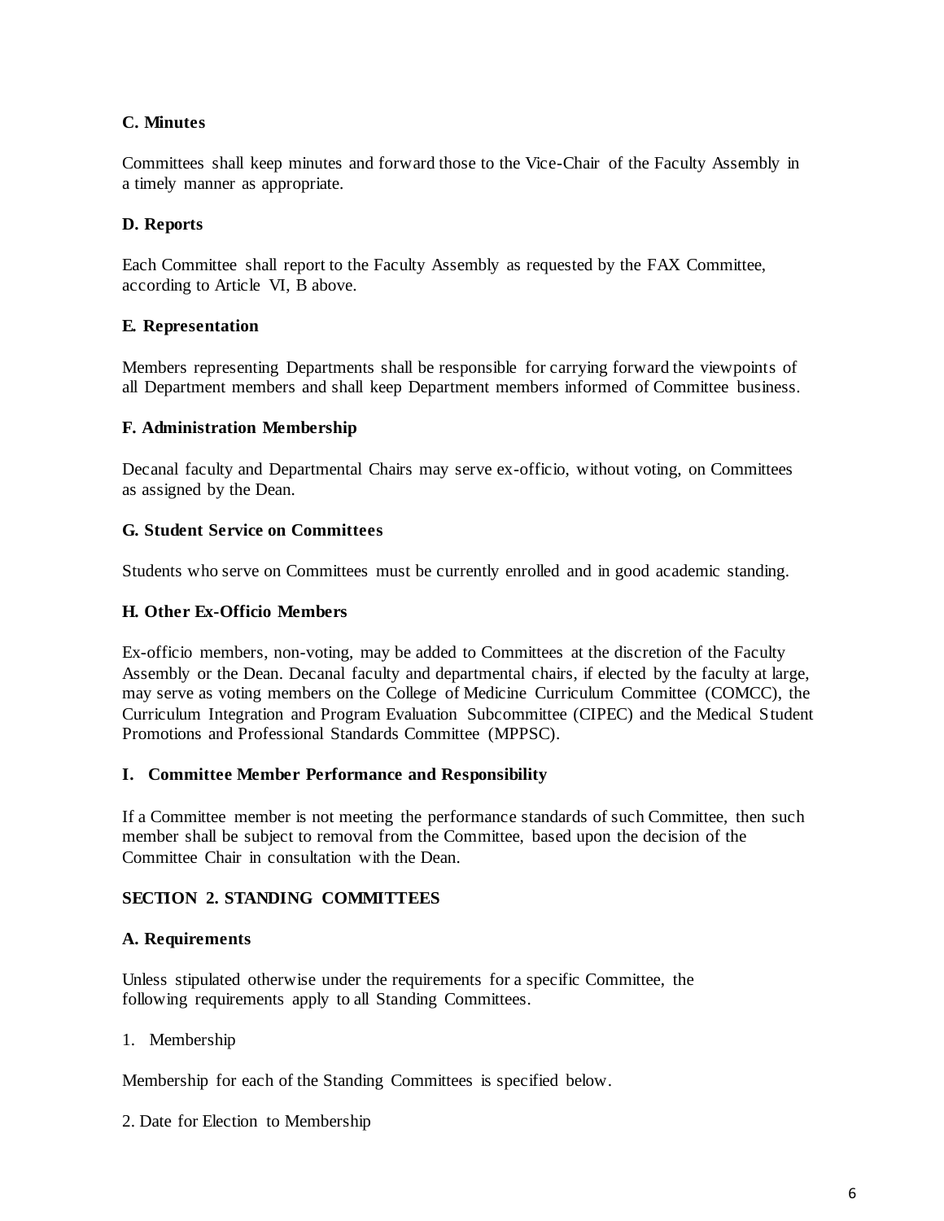**C. Minutes**

Committees shall keep minutes and forward those to the Vice-Chair of the Faculty Assembly in a timely manner as appropriate.

**D. Reports**

Each Committee shall report to the Faculty Assembly as requested by the FAX Committee, according to Article VI, B above.

**E. Representation**

Members representing Departments shall be responsible for carrying forward the viewpoints of all Department members and shall keep Department members informed of Committee business.

**F. Administration Membership**

Decanal faculty and Departmental Chairs may serve ex-officio, without voting, on Committees as assigned by the Dean.

**G. Student Service on Committees**

Students who serve on Committees must be currently enrolled and in good academic standing.

**H. Other Ex-Officio Members**

Ex-officio members, non-voting, may be added to Committees at the discretion of the Faculty Assembly or the Dean. Decanal faculty and departmental chairs, if elected by the faculty at large, may serve as voting members on the College of Medicine Curriculum Committee (COMCC), the Curriculum Integration and Program Evaluation Subcommittee (CIPEC) and the Medical Student Promotions and Professional Standards Committee (MPPSC).

**I. Committee Member Performance and Responsibility**

If a Committee member is not meeting the performance standards of such Committee, then such member shall be subject to removal from the Committee, based upon the decision of the Committee Chair in consultation with the Dean.

**SECTION 2. STANDING COMMITTEES**

**A. Requirements**

Unless stipulated otherwise under the requirements for a specific Committee, the following requirements apply to all Standing Committees.

1. Membership

Membership for each of the Standing Committees is specified below.

2. Date for Election to Membership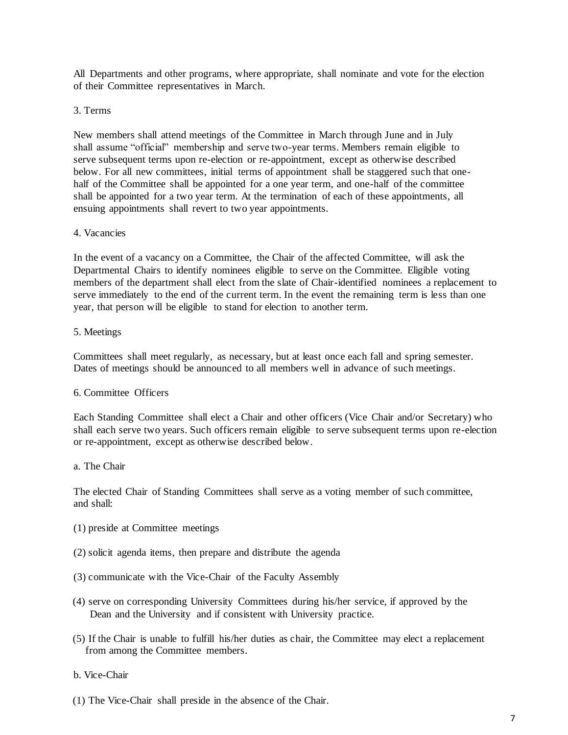All Departments and other programs, where appropriate, shall nominate and vote for the election of their Committee representatives in March.

3. Terms

New members shall attend meetings of the Committee in March through June and in July shall assume "official" membership and serve two-year terms. Members remain eligible to serve subsequent terms upon re-election or re-appointment, except as otherwise described below. For all new committees, initial terms of appointment shall be staggered such that one-half of the Committee shall be appointed for a one year term, and one-half of the committee shall be appointed for a two year term. At the termination of each of these appointments, all ensuing appointments shall revert to two year appointments.

4. Vacancies

In the event of a vacancy on a Committee, the Chair of the affected Committee, will ask the Departmental Chairs to identify nominees eligible to serve on the Committee. Eligible voting members of the department shall elect from the slate of Chair-identified nominees a replacement to serve immediately to the end of the current term. In the event the remaining term is less than one year, that person will be eligible to stand for election to another term.

5. Meetings

Committees shall meet regularly, as necessary, but at least once each fall and spring semester. Dates of meetings should be announced to all members well in advance of such meetings.

6. Committee Officers

Each Standing Committee shall elect a Chair and other officers (Vice Chair and/or Secretary) who shall each serve two years. Such officers remain eligible to serve subsequent terms upon re-election or re-appointment, except as otherwise described below.

a. The Chair

The elected Chair of Standing Committees shall serve as a voting member of such committee, and shall:

(1) preside at Committee meetings

(2) solicit agenda items, then prepare and distribute the agenda

(3) communicate with the Vice-Chair of the Faculty Assembly

(4) serve on corresponding University Committees during his/her service, if approved by the Dean and the University and if consistent with University practice.

(5) If the Chair is unable to fulfill his/her duties as chair, the Committee may elect a replacement from among the Committee members.

b. Vice-Chair

(1) The Vice-Chair shall preside in the absence of the Chair.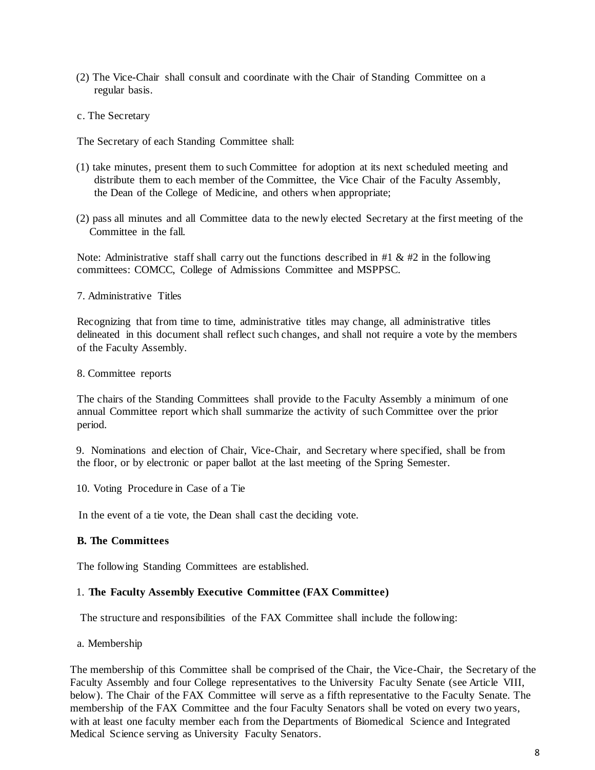(2) The Vice-Chair shall consult and coordinate with the Chair of Standing Committee on a regular basis.

c. The Secretary

The Secretary of each Standing Committee shall:

(1) take minutes, present them to such Committee for adoption at its next scheduled meeting and distribute them to each member of the Committee, the Vice Chair of the Faculty Assembly, the Dean of the College of Medicine, and others when appropriate;

(2) pass all minutes and all Committee data to the newly elected Secretary at the first meeting of the Committee in the fall.

Note: Administrative staff shall carry out the functions described in #1 & #2 in the following committees: COMCC, College of Admissions Committee and MSPPSC.

7. Administrative Titles

Recognizing that from time to time, administrative titles may change, all administrative titles delineated in this document shall reflect such changes, and shall not require a vote by the members of the Faculty Assembly.

8. Committee reports

The chairs of the Standing Committees shall provide to the Faculty Assembly a minimum of one annual Committee report which shall summarize the activity of such Committee over the prior period.

9. Nominations and election of Chair, Vice-Chair, and Secretary where specified, shall be from the floor, or by electronic or paper ballot at the last meeting of the Spring Semester.

10. Voting Procedure in Case of a Tie

In the event of a tie vote, the Dean shall cast the deciding vote.

**B. The Committees**

The following Standing Committees are established.

1. **The Faculty Assembly Executive Committee (FAX Committee)**

The structure and responsibilities of the FAX Committee shall include the following:

a. Membership

The membership of this Committee shall be comprised of the Chair, the Vice-Chair, the Secretary of the Faculty Assembly and four College representatives to the University Faculty Senate (see Article VIII, below). The Chair of the FAX Committee will serve as a fifth representative to the Faculty Senate. The membership of the FAX Committee and the four Faculty Senators shall be voted on every two years, with at least one faculty member each from the Departments of Biomedical Science and Integrated Medical Science serving as University Faculty Senators.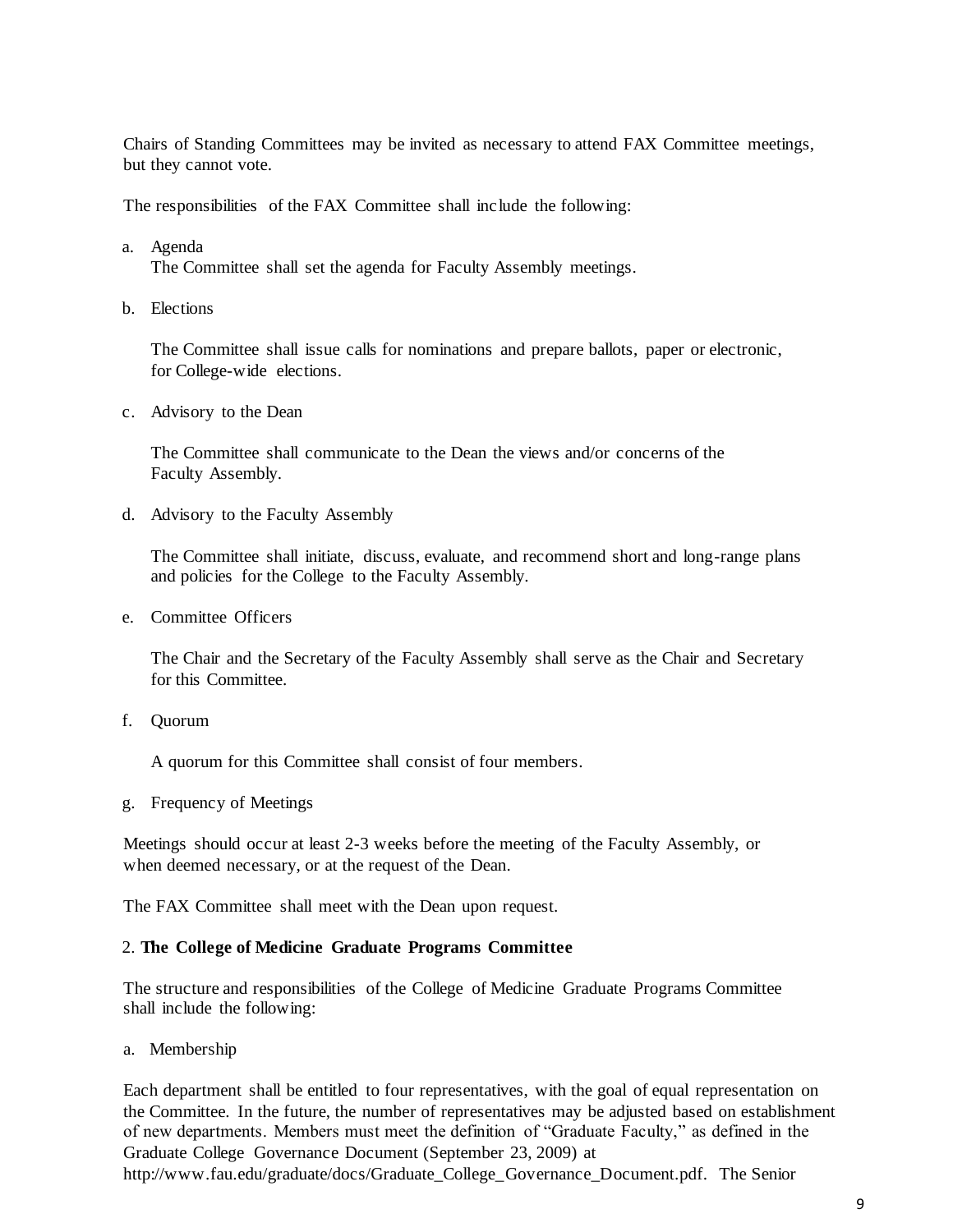Chairs of Standing Committees may be invited as necessary to attend FAX Committee meetings, but they cannot vote.

The responsibilities of the FAX Committee shall include the following:

a. Agenda
   The Committee shall set the agenda for Faculty Assembly meetings.

b. Elections

   The Committee shall issue calls for nominations and prepare ballots, paper or electronic, for College-wide elections.

c. Advisory to the Dean

   The Committee shall communicate to the Dean the views and/or concerns of the Faculty Assembly.

d. Advisory to the Faculty Assembly

   The Committee shall initiate, discuss, evaluate, and recommend short and long-range plans and policies for the College to the Faculty Assembly.

e. Committee Officers

   The Chair and the Secretary of the Faculty Assembly shall serve as the Chair and Secretary for this Committee.

f. Quorum

   A quorum for this Committee shall consist of four members.

g. Frequency of Meetings

Meetings should occur at least 2-3 weeks before the meeting of the Faculty Assembly, or when deemed necessary, or at the request of the Dean.

The FAX Committee shall meet with the Dean upon request.

2. **The College of Medicine Graduate Programs Committee**

The structure and responsibilities of the College of Medicine Graduate Programs Committee shall include the following:

a. Membership

Each department shall be entitled to four representatives, with the goal of equal representation on the Committee. In the future, the number of representatives may be adjusted based on establishment of new departments. Members must meet the definition of "Graduate Faculty," as defined in the Graduate College Governance Document (September 23, 2009) at http://www.fau.edu/graduate/docs/Graduate_College_Governance_Document.pdf. The Senior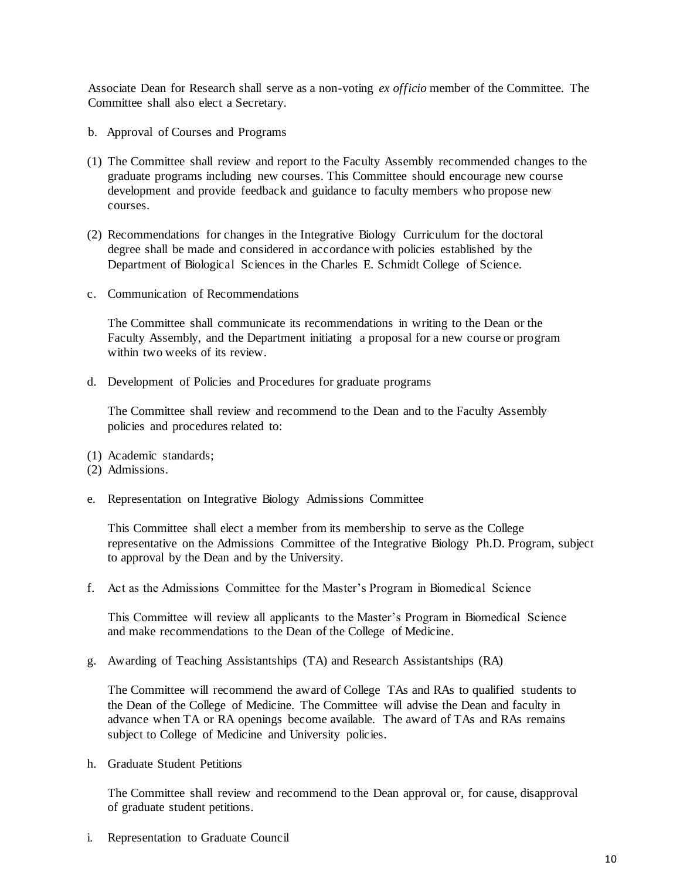Associate Dean for Research shall serve as a non-voting *ex officio* member of the Committee. The Committee shall also elect a Secretary.

b. Approval of Courses and Programs

(1) The Committee shall review and report to the Faculty Assembly recommended changes to the graduate programs including new courses. This Committee should encourage new course development and provide feedback and guidance to faculty members who propose new courses.

(2) Recommendations for changes in the Integrative Biology Curriculum for the doctoral degree shall be made and considered in accordance with policies established by the Department of Biological Sciences in the Charles E. Schmidt College of Science.

c. Communication of Recommendations

The Committee shall communicate its recommendations in writing to the Dean or the Faculty Assembly, and the Department initiating a proposal for a new course or program within two weeks of its review.

d. Development of Policies and Procedures for graduate programs

The Committee shall review and recommend to the Dean and to the Faculty Assembly policies and procedures related to:

(1) Academic standards;
(2) Admissions.

e. Representation on Integrative Biology Admissions Committee

This Committee shall elect a member from its membership to serve as the College representative on the Admissions Committee of the Integrative Biology Ph.D. Program, subject to approval by the Dean and by the University.

f. Act as the Admissions Committee for the Master's Program in Biomedical Science

This Committee will review all applicants to the Master's Program in Biomedical Science and make recommendations to the Dean of the College of Medicine.

g. Awarding of Teaching Assistantships (TA) and Research Assistantships (RA)

The Committee will recommend the award of College TAs and RAs to qualified students to the Dean of the College of Medicine. The Committee will advise the Dean and faculty in advance when TA or RA openings become available. The award of TAs and RAs remains subject to College of Medicine and University policies.

h. Graduate Student Petitions

The Committee shall review and recommend to the Dean approval or, for cause, disapproval of graduate student petitions.

i. Representation to Graduate Council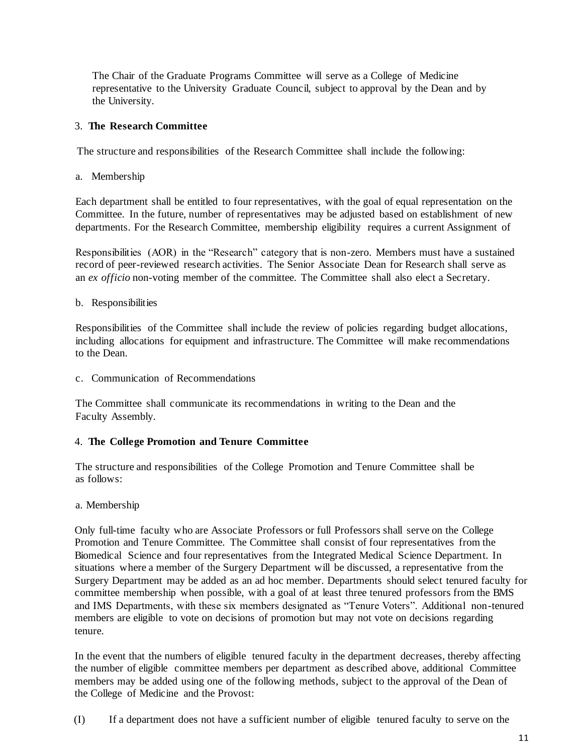The Chair of the Graduate Programs Committee will serve as a College of Medicine representative to the University Graduate Council, subject to approval by the Dean and by the University.

3. **The Research Committee**

The structure and responsibilities of the Research Committee shall include the following:

a. Membership

Each department shall be entitled to four representatives, with the goal of equal representation on the Committee. In the future, number of representatives may be adjusted based on establishment of new departments. For the Research Committee, membership eligibility requires a current Assignment of

Responsibilities (AOR) in the "Research" category that is non-zero. Members must have a sustained record of peer-reviewed research activities. The Senior Associate Dean for Research shall serve as an *ex officio* non-voting member of the committee. The Committee shall also elect a Secretary.

b. Responsibilities

Responsibilities of the Committee shall include the review of policies regarding budget allocations, including allocations for equipment and infrastructure. The Committee will make recommendations to the Dean.

c. Communication of Recommendations

The Committee shall communicate its recommendations in writing to the Dean and the Faculty Assembly.

4. **The College Promotion and Tenure Committee**

The structure and responsibilities of the College Promotion and Tenure Committee shall be as follows:

a. Membership

Only full-time faculty who are Associate Professors or full Professors shall serve on the College Promotion and Tenure Committee. The Committee shall consist of four representatives from the Biomedical Science and four representatives from the Integrated Medical Science Department. In situations where a member of the Surgery Department will be discussed, a representative from the Surgery Department may be added as an ad hoc member. Departments should select tenured faculty for committee membership when possible, with a goal of at least three tenured professors from the BMS and IMS Departments, with these six members designated as "Tenure Voters". Additional non-tenured members are eligible to vote on decisions of promotion but may not vote on decisions regarding tenure.

In the event that the numbers of eligible tenured faculty in the department decreases, thereby affecting the number of eligible committee members per department as described above, additional Committee members may be added using one of the following methods, subject to the approval of the Dean of the College of Medicine and the Provost:

(I) If a department does not have a sufficient number of eligible tenured faculty to serve on the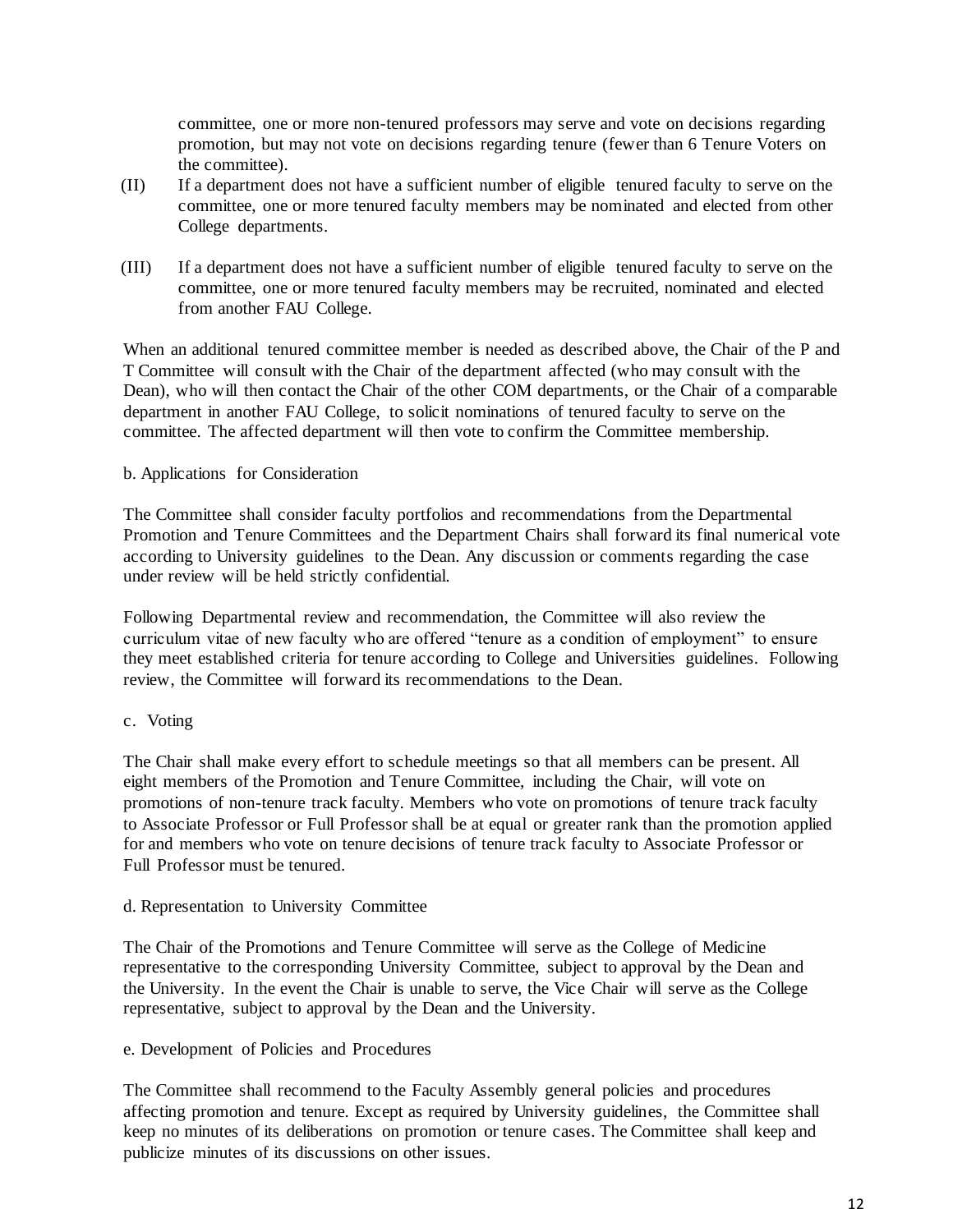committee, one or more non-tenured professors may serve and vote on decisions regarding promotion, but may not vote on decisions regarding tenure (fewer than 6 Tenure Voters on the committee).

(II) If a department does not have a sufficient number of eligible tenured faculty to serve on the committee, one or more tenured faculty members may be nominated and elected from other College departments.

(III) If a department does not have a sufficient number of eligible tenured faculty to serve on the committee, one or more tenured faculty members may be recruited, nominated and elected from another FAU College.

When an additional tenured committee member is needed as described above, the Chair of the P and T Committee will consult with the Chair of the department affected (who may consult with the Dean), who will then contact the Chair of the other COM departments, or the Chair of a comparable department in another FAU College, to solicit nominations of tenured faculty to serve on the committee. The affected department will then vote to confirm the Committee membership.

b. Applications for Consideration

The Committee shall consider faculty portfolios and recommendations from the Departmental Promotion and Tenure Committees and the Department Chairs shall forward its final numerical vote according to University guidelines to the Dean. Any discussion or comments regarding the case under review will be held strictly confidential.

Following Departmental review and recommendation, the Committee will also review the curriculum vitae of new faculty who are offered "tenure as a condition of employment" to ensure they meet established criteria for tenure according to College and Universities guidelines. Following review, the Committee will forward its recommendations to the Dean.

c. Voting

The Chair shall make every effort to schedule meetings so that all members can be present. All eight members of the Promotion and Tenure Committee, including the Chair, will vote on promotions of non-tenure track faculty. Members who vote on promotions of tenure track faculty to Associate Professor or Full Professor shall be at equal or greater rank than the promotion applied for and members who vote on tenure decisions of tenure track faculty to Associate Professor or Full Professor must be tenured.

d. Representation to University Committee

The Chair of the Promotions and Tenure Committee will serve as the College of Medicine representative to the corresponding University Committee, subject to approval by the Dean and the University. In the event the Chair is unable to serve, the Vice Chair will serve as the College representative, subject to approval by the Dean and the University.

e. Development of Policies and Procedures

The Committee shall recommend to the Faculty Assembly general policies and procedures affecting promotion and tenure. Except as required by University guidelines, the Committee shall keep no minutes of its deliberations on promotion or tenure cases. The Committee shall keep and publicize minutes of its discussions on other issues.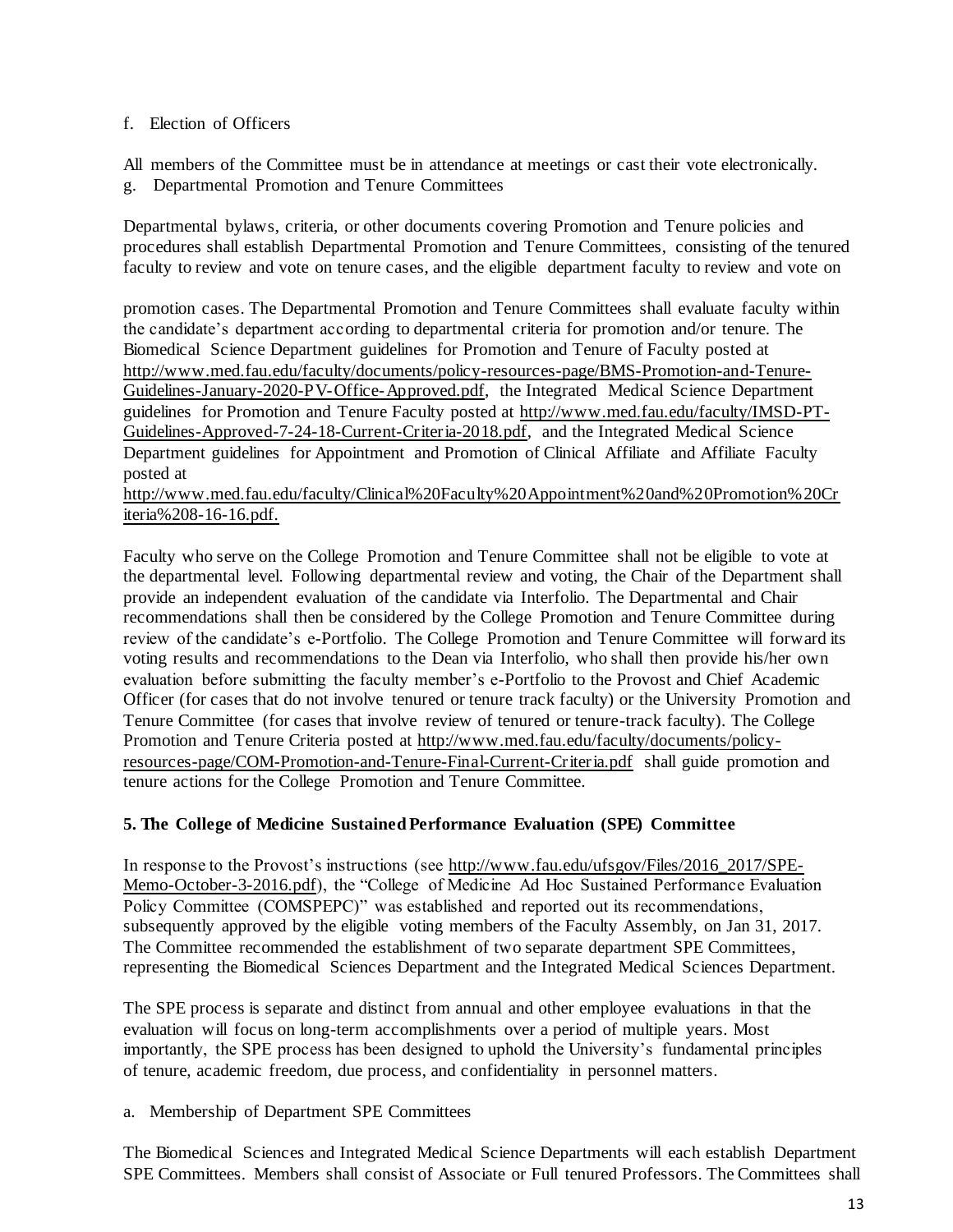f. Election of Officers

All members of the Committee must be in attendance at meetings or cast their vote electronically.

g. Departmental Promotion and Tenure Committees

Departmental bylaws, criteria, or other documents covering Promotion and Tenure policies and procedures shall establish Departmental Promotion and Tenure Committees, consisting of the tenured faculty to review and vote on tenure cases, and the eligible department faculty to review and vote on promotion cases. The Departmental Promotion and Tenure Committees shall evaluate faculty within the candidate's department according to departmental criteria for promotion and/or tenure. The Biomedical Science Department guidelines for Promotion and Tenure of Faculty posted at http://www.med.fau.edu/faculty/documents/policy-resources-page/BMS-Promotion-and-Tenure-Guidelines-January-2020-PV-Office-Approved.pdf, the Integrated Medical Science Department guidelines for Promotion and Tenure Faculty posted at http://www.med.fau.edu/faculty/IMSD-PT-Guidelines-Approved-7-24-18-Current-Criteria-2018.pdf, and the Integrated Medical Science Department guidelines for Appointment and Promotion of Clinical Affiliate and Affiliate Faculty posted at http://www.med.fau.edu/faculty/Clinical%20Faculty%20Appointment%20and%20Promotion%20Criteria%208-16-16.pdf.

Faculty who serve on the College Promotion and Tenure Committee shall not be eligible to vote at the departmental level. Following departmental review and voting, the Chair of the Department shall provide an independent evaluation of the candidate via Interfolio. The Departmental and Chair recommendations shall then be considered by the College Promotion and Tenure Committee during review of the candidate's e-Portfolio. The College Promotion and Tenure Committee will forward its voting results and recommendations to the Dean via Interfolio, who shall then provide his/her own evaluation before submitting the faculty member's e-Portfolio to the Provost and Chief Academic Officer (for cases that do not involve tenured or tenure track faculty) or the University Promotion and Tenure Committee (for cases that involve review of tenured or tenure-track faculty). The College Promotion and Tenure Criteria posted at http://www.med.fau.edu/faculty/documents/policy-resources-page/COM-Promotion-and-Tenure-Final-Current-Criteria.pdf shall guide promotion and tenure actions for the College Promotion and Tenure Committee.

**5. The College of Medicine Sustained Performance Evaluation (SPE) Committee**

In response to the Provost's instructions (see http://www.fau.edu/ufsgov/Files/2016_2017/SPE-Memo-October-3-2016.pdf), the "College of Medicine Ad Hoc Sustained Performance Evaluation Policy Committee (COMSPEPC)" was established and reported out its recommendations, subsequently approved by the eligible voting members of the Faculty Assembly, on Jan 31, 2017. The Committee recommended the establishment of two separate department SPE Committees, representing the Biomedical Sciences Department and the Integrated Medical Sciences Department.

The SPE process is separate and distinct from annual and other employee evaluations in that the evaluation will focus on long-term accomplishments over a period of multiple years. Most importantly, the SPE process has been designed to uphold the University's fundamental principles of tenure, academic freedom, due process, and confidentiality in personnel matters.

a. Membership of Department SPE Committees

The Biomedical Sciences and Integrated Medical Science Departments will each establish Department SPE Committees. Members shall consist of Associate or Full tenured Professors. The Committees shall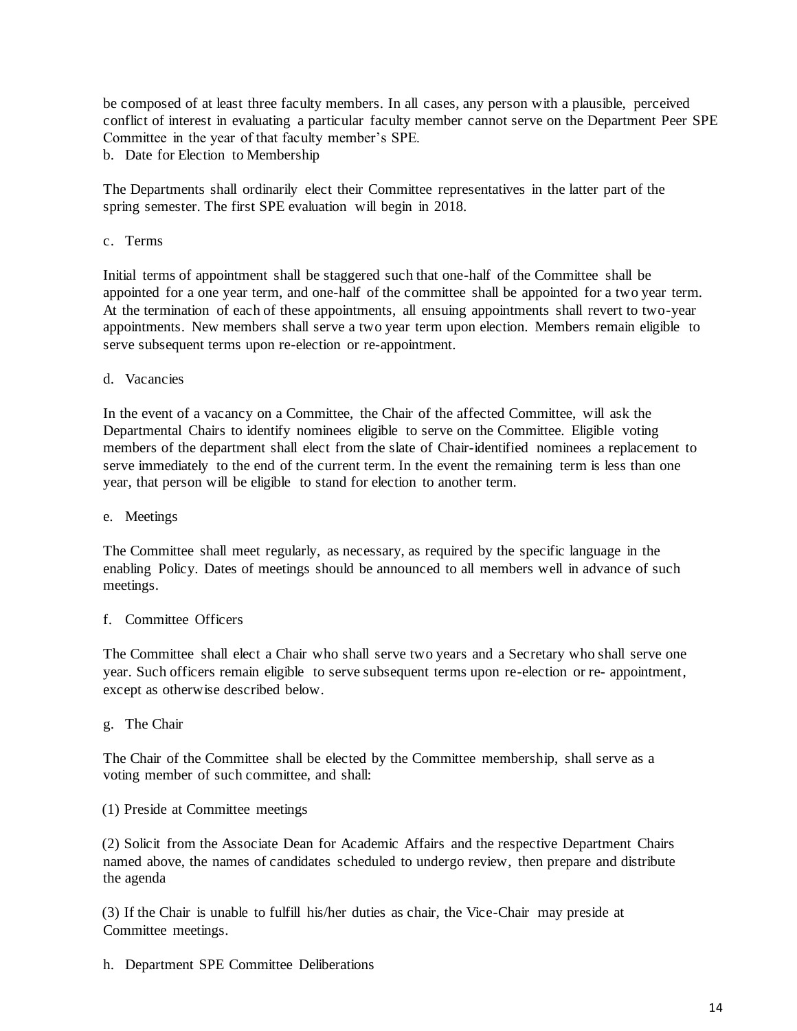be composed of at least three faculty members. In all cases, any person with a plausible, perceived conflict of interest in evaluating a particular faculty member cannot serve on the Department Peer SPE Committee in the year of that faculty member's SPE.

b. Date for Election to Membership

The Departments shall ordinarily elect their Committee representatives in the latter part of the spring semester. The first SPE evaluation will begin in 2018.

c. Terms

Initial terms of appointment shall be staggered such that one-half of the Committee shall be appointed for a one year term, and one-half of the committee shall be appointed for a two year term. At the termination of each of these appointments, all ensuing appointments shall revert to two-year appointments. New members shall serve a two year term upon election. Members remain eligible to serve subsequent terms upon re-election or re-appointment.

d. Vacancies

In the event of a vacancy on a Committee, the Chair of the affected Committee, will ask the Departmental Chairs to identify nominees eligible to serve on the Committee. Eligible voting members of the department shall elect from the slate of Chair-identified nominees a replacement to serve immediately to the end of the current term. In the event the remaining term is less than one year, that person will be eligible to stand for election to another term.

e. Meetings

The Committee shall meet regularly, as necessary, as required by the specific language in the enabling Policy. Dates of meetings should be announced to all members well in advance of such meetings.

f. Committee Officers

The Committee shall elect a Chair who shall serve two years and a Secretary who shall serve one year. Such officers remain eligible to serve subsequent terms upon re-election or re- appointment, except as otherwise described below.

g. The Chair

The Chair of the Committee shall be elected by the Committee membership, shall serve as a voting member of such committee, and shall:

(1) Preside at Committee meetings

(2) Solicit from the Associate Dean for Academic Affairs and the respective Department Chairs named above, the names of candidates scheduled to undergo review, then prepare and distribute the agenda

(3) If the Chair is unable to fulfill his/her duties as chair, the Vice-Chair may preside at Committee meetings.

h. Department SPE Committee Deliberations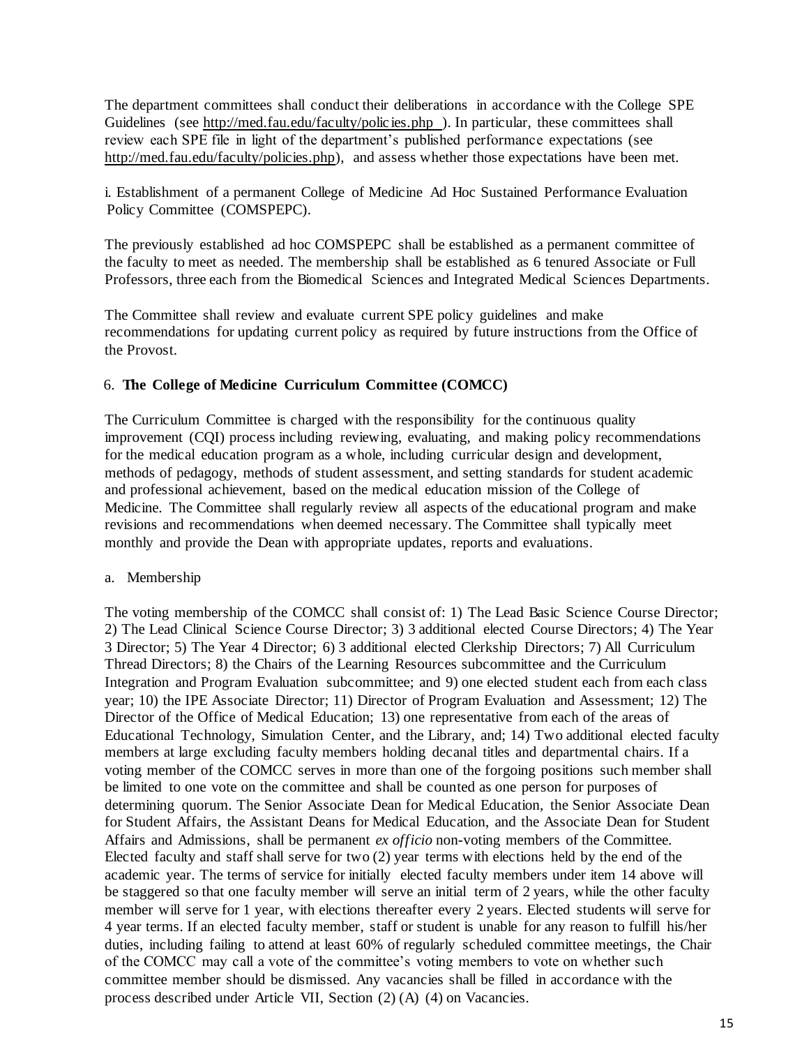The department committees shall conduct their deliberations in accordance with the College SPE Guidelines (see http://med.fau.edu/faculty/policies.php ). In particular, these committees shall review each SPE file in light of the department's published performance expectations (see http://med.fau.edu/faculty/policies.php), and assess whether those expectations have been met.

i. Establishment of a permanent College of Medicine Ad Hoc Sustained Performance Evaluation Policy Committee (COMSPEPC).

The previously established ad hoc COMSPEPC shall be established as a permanent committee of the faculty to meet as needed. The membership shall be established as 6 tenured Associate or Full Professors, three each from the Biomedical Sciences and Integrated Medical Sciences Departments.

The Committee shall review and evaluate current SPE policy guidelines and make recommendations for updating current policy as required by future instructions from the Office of the Provost.

6. **The College of Medicine Curriculum Committee (COMCC)**

The Curriculum Committee is charged with the responsibility for the continuous quality improvement (CQI) process including reviewing, evaluating, and making policy recommendations for the medical education program as a whole, including curricular design and development, methods of pedagogy, methods of student assessment, and setting standards for student academic and professional achievement, based on the medical education mission of the College of Medicine. The Committee shall regularly review all aspects of the educational program and make revisions and recommendations when deemed necessary. The Committee shall typically meet monthly and provide the Dean with appropriate updates, reports and evaluations.

a. Membership

The voting membership of the COMCC shall consist of: 1) The Lead Basic Science Course Director; 2) The Lead Clinical Science Course Director; 3) 3 additional elected Course Directors; 4) The Year 3 Director; 5) The Year 4 Director; 6) 3 additional elected Clerkship Directors; 7) All Curriculum Thread Directors; 8) the Chairs of the Learning Resources subcommittee and the Curriculum Integration and Program Evaluation subcommittee; and 9) one elected student each from each class year; 10) the IPE Associate Director; 11) Director of Program Evaluation and Assessment; 12) The Director of the Office of Medical Education; 13) one representative from each of the areas of Educational Technology, Simulation Center, and the Library, and; 14) Two additional elected faculty members at large excluding faculty members holding decanal titles and departmental chairs. If a voting member of the COMCC serves in more than one of the forgoing positions such member shall be limited to one vote on the committee and shall be counted as one person for purposes of determining quorum. The Senior Associate Dean for Medical Education, the Senior Associate Dean for Student Affairs, the Assistant Deans for Medical Education, and the Associate Dean for Student Affairs and Admissions, shall be permanent *ex officio* non-voting members of the Committee. Elected faculty and staff shall serve for two (2) year terms with elections held by the end of the academic year. The terms of service for initially elected faculty members under item 14 above will be staggered so that one faculty member will serve an initial term of 2 years, while the other faculty member will serve for 1 year, with elections thereafter every 2 years. Elected students will serve for 4 year terms. If an elected faculty member, staff or student is unable for any reason to fulfill his/her duties, including failing to attend at least 60% of regularly scheduled committee meetings, the Chair of the COMCC may call a vote of the committee's voting members to vote on whether such committee member should be dismissed. Any vacancies shall be filled in accordance with the process described under Article VII, Section (2) (A) (4) on Vacancies.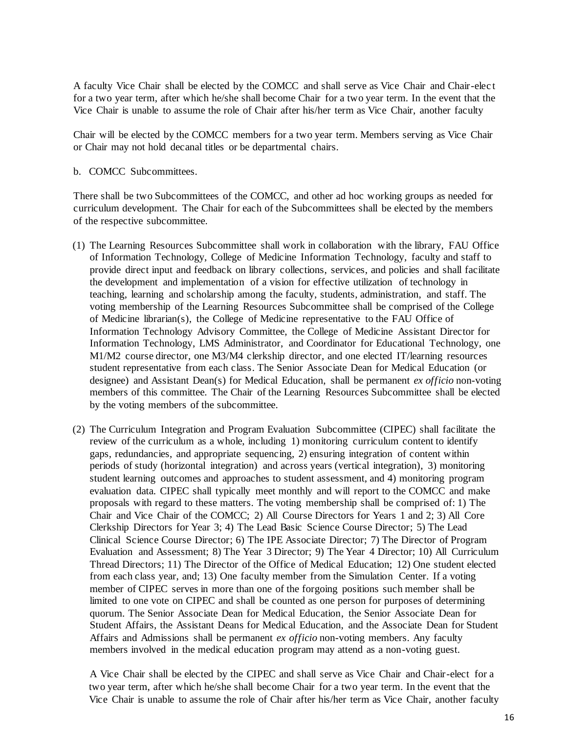A faculty Vice Chair shall be elected by the COMCC and shall serve as Vice Chair and Chair-elect for a two year term, after which he/she shall become Chair for a two year term. In the event that the Vice Chair is unable to assume the role of Chair after his/her term as Vice Chair, another faculty

Chair will be elected by the COMCC members for a two year term. Members serving as Vice Chair or Chair may not hold decanal titles or be departmental chairs.

b. COMCC Subcommittees.

There shall be two Subcommittees of the COMCC, and other ad hoc working groups as needed for curriculum development. The Chair for each of the Subcommittees shall be elected by the members of the respective subcommittee.

(1) The Learning Resources Subcommittee shall work in collaboration with the library, FAU Office of Information Technology, College of Medicine Information Technology, faculty and staff to provide direct input and feedback on library collections, services, and policies and shall facilitate the development and implementation of a vision for effective utilization of technology in teaching, learning and scholarship among the faculty, students, administration, and staff. The voting membership of the Learning Resources Subcommittee shall be comprised of the College of Medicine librarian(s), the College of Medicine representative to the FAU Office of Information Technology Advisory Committee, the College of Medicine Assistant Director for Information Technology, LMS Administrator, and Coordinator for Educational Technology, one M1/M2 course director, one M3/M4 clerkship director, and one elected IT/learning resources student representative from each class. The Senior Associate Dean for Medical Education (or designee) and Assistant Dean(s) for Medical Education, shall be permanent *ex officio* non-voting members of this committee. The Chair of the Learning Resources Subcommittee shall be elected by the voting members of the subcommittee.

(2) The Curriculum Integration and Program Evaluation Subcommittee (CIPEC) shall facilitate the review of the curriculum as a whole, including 1) monitoring curriculum content to identify gaps, redundancies, and appropriate sequencing, 2) ensuring integration of content within periods of study (horizontal integration) and across years (vertical integration), 3) monitoring student learning outcomes and approaches to student assessment, and 4) monitoring program evaluation data. CIPEC shall typically meet monthly and will report to the COMCC and make proposals with regard to these matters. The voting membership shall be comprised of: 1) The Chair and Vice Chair of the COMCC; 2) All Course Directors for Years 1 and 2; 3) All Core Clerkship Directors for Year 3; 4) The Lead Basic Science Course Director; 5) The Lead Clinical Science Course Director; 6) The IPE Associate Director; 7) The Director of Program Evaluation and Assessment; 8) The Year 3 Director; 9) The Year 4 Director; 10) All Curriculum Thread Directors; 11) The Director of the Office of Medical Education; 12) One student elected from each class year, and; 13) One faculty member from the Simulation Center. If a voting member of CIPEC serves in more than one of the forgoing positions such member shall be limited to one vote on CIPEC and shall be counted as one person for purposes of determining quorum. The Senior Associate Dean for Medical Education, the Senior Associate Dean for Student Affairs, the Assistant Deans for Medical Education, and the Associate Dean for Student Affairs and Admissions shall be permanent *ex officio* non-voting members. Any faculty members involved in the medical education program may attend as a non-voting guest.

A Vice Chair shall be elected by the CIPEC and shall serve as Vice Chair and Chair-elect for a two year term, after which he/she shall become Chair for a two year term. In the event that the Vice Chair is unable to assume the role of Chair after his/her term as Vice Chair, another faculty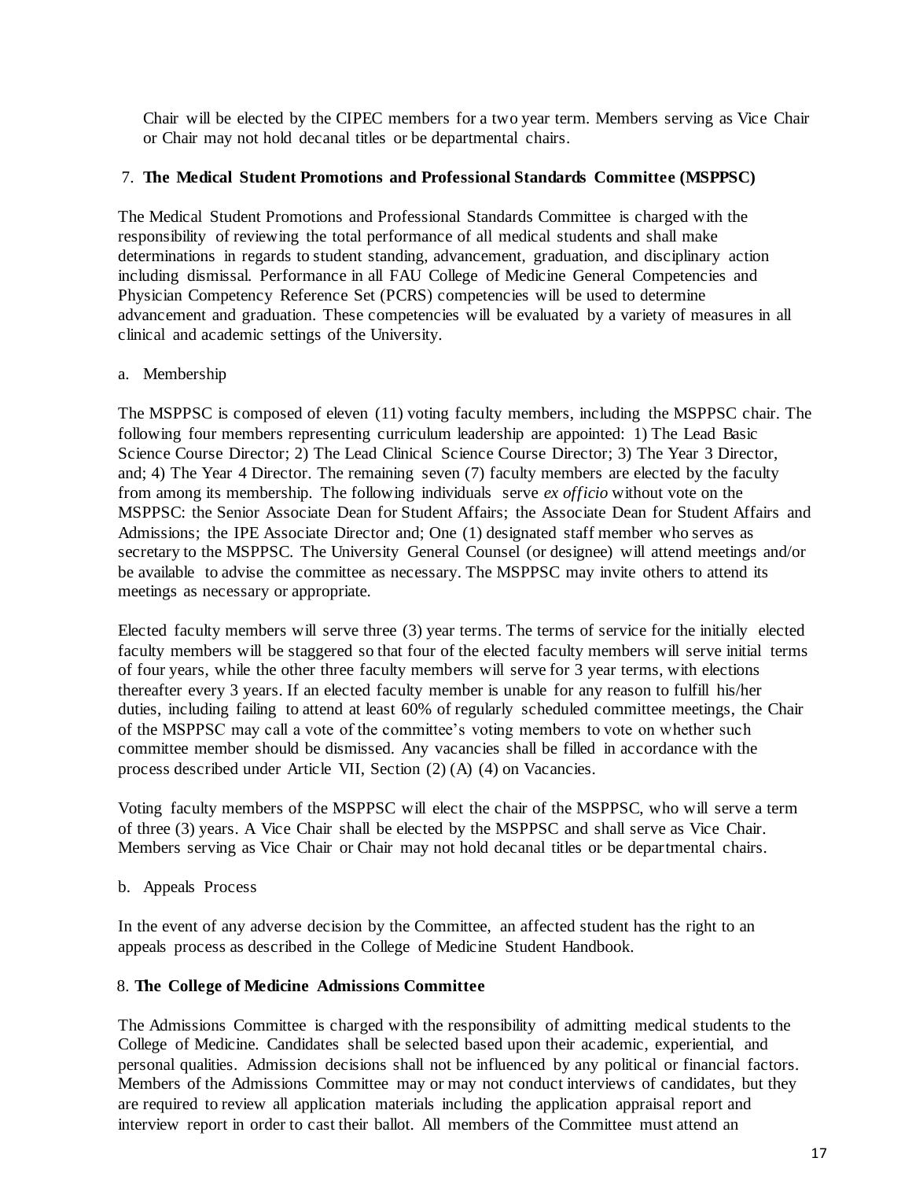Chair will be elected by the CIPEC members for a two year term. Members serving as Vice Chair or Chair may not hold decanal titles or be departmental chairs.

7. **The Medical Student Promotions and Professional Standards Committee (MSPPSC)**

The Medical Student Promotions and Professional Standards Committee is charged with the responsibility of reviewing the total performance of all medical students and shall make determinations in regards to student standing, advancement, graduation, and disciplinary action including dismissal. Performance in all FAU College of Medicine General Competencies and Physician Competency Reference Set (PCRS) competencies will be used to determine advancement and graduation. These competencies will be evaluated by a variety of measures in all clinical and academic settings of the University.

a. Membership

The MSPPSC is composed of eleven (11) voting faculty members, including the MSPPSC chair. The following four members representing curriculum leadership are appointed: 1) The Lead Basic Science Course Director; 2) The Lead Clinical Science Course Director; 3) The Year 3 Director, and; 4) The Year 4 Director. The remaining seven (7) faculty members are elected by the faculty from among its membership. The following individuals serve *ex officio* without vote on the MSPPSC: the Senior Associate Dean for Student Affairs; the Associate Dean for Student Affairs and Admissions; the IPE Associate Director and; One (1) designated staff member who serves as secretary to the MSPPSC. The University General Counsel (or designee) will attend meetings and/or be available to advise the committee as necessary. The MSPPSC may invite others to attend its meetings as necessary or appropriate.

Elected faculty members will serve three (3) year terms. The terms of service for the initially elected faculty members will be staggered so that four of the elected faculty members will serve initial terms of four years, while the other three faculty members will serve for 3 year terms, with elections thereafter every 3 years. If an elected faculty member is unable for any reason to fulfill his/her duties, including failing to attend at least 60% of regularly scheduled committee meetings, the Chair of the MSPPSC may call a vote of the committee's voting members to vote on whether such committee member should be dismissed. Any vacancies shall be filled in accordance with the process described under Article VII, Section (2) (A) (4) on Vacancies.

Voting faculty members of the MSPPSC will elect the chair of the MSPPSC, who will serve a term of three (3) years. A Vice Chair shall be elected by the MSPPSC and shall serve as Vice Chair. Members serving as Vice Chair or Chair may not hold decanal titles or be departmental chairs.

b. Appeals Process

In the event of any adverse decision by the Committee, an affected student has the right to an appeals process as described in the College of Medicine Student Handbook.

8. **The College of Medicine Admissions Committee**

The Admissions Committee is charged with the responsibility of admitting medical students to the College of Medicine. Candidates shall be selected based upon their academic, experiential, and personal qualities. Admission decisions shall not be influenced by any political or financial factors. Members of the Admissions Committee may or may not conduct interviews of candidates, but they are required to review all application materials including the application appraisal report and interview report in order to cast their ballot. All members of the Committee must attend an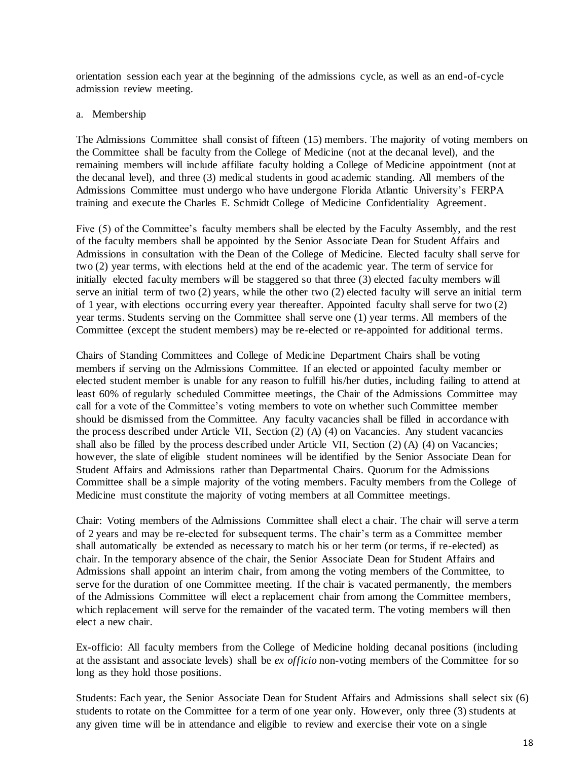orientation session each year at the beginning of the admissions cycle, as well as an end-of-cycle admission review meeting.

a. Membership

The Admissions Committee shall consist of fifteen (15) members. The majority of voting members on the Committee shall be faculty from the College of Medicine (not at the decanal level), and the remaining members will include affiliate faculty holding a College of Medicine appointment (not at the decanal level), and three (3) medical students in good academic standing. All members of the Admissions Committee must undergo who have undergone Florida Atlantic University's FERPA training and execute the Charles E. Schmidt College of Medicine Confidentiality Agreement.

Five (5) of the Committee's faculty members shall be elected by the Faculty Assembly, and the rest of the faculty members shall be appointed by the Senior Associate Dean for Student Affairs and Admissions in consultation with the Dean of the College of Medicine. Elected faculty shall serve for two (2) year terms, with elections held at the end of the academic year. The term of service for initially elected faculty members will be staggered so that three (3) elected faculty members will serve an initial term of two (2) years, while the other two (2) elected faculty will serve an initial term of 1 year, with elections occurring every year thereafter. Appointed faculty shall serve for two (2) year terms. Students serving on the Committee shall serve one (1) year terms. All members of the Committee (except the student members) may be re-elected or re-appointed for additional terms.

Chairs of Standing Committees and College of Medicine Department Chairs shall be voting members if serving on the Admissions Committee. If an elected or appointed faculty member or elected student member is unable for any reason to fulfill his/her duties, including failing to attend at least 60% of regularly scheduled Committee meetings, the Chair of the Admissions Committee may call for a vote of the Committee's voting members to vote on whether such Committee member should be dismissed from the Committee. Any faculty vacancies shall be filled in accordance with the process described under Article VII, Section (2) (A) (4) on Vacancies. Any student vacancies shall also be filled by the process described under Article VII, Section (2) (A) (4) on Vacancies; however, the slate of eligible student nominees will be identified by the Senior Associate Dean for Student Affairs and Admissions rather than Departmental Chairs. Quorum for the Admissions Committee shall be a simple majority of the voting members. Faculty members from the College of Medicine must constitute the majority of voting members at all Committee meetings.

Chair: Voting members of the Admissions Committee shall elect a chair. The chair will serve a term of 2 years and may be re-elected for subsequent terms. The chair's term as a Committee member shall automatically be extended as necessary to match his or her term (or terms, if re-elected) as chair. In the temporary absence of the chair, the Senior Associate Dean for Student Affairs and Admissions shall appoint an interim chair, from among the voting members of the Committee, to serve for the duration of one Committee meeting. If the chair is vacated permanently, the members of the Admissions Committee will elect a replacement chair from among the Committee members, which replacement will serve for the remainder of the vacated term. The voting members will then elect a new chair.

Ex-officio: All faculty members from the College of Medicine holding decanal positions (including at the assistant and associate levels) shall be *ex officio* non-voting members of the Committee for so long as they hold those positions.

Students: Each year, the Senior Associate Dean for Student Affairs and Admissions shall select six (6) students to rotate on the Committee for a term of one year only. However, only three (3) students at any given time will be in attendance and eligible to review and exercise their vote on a single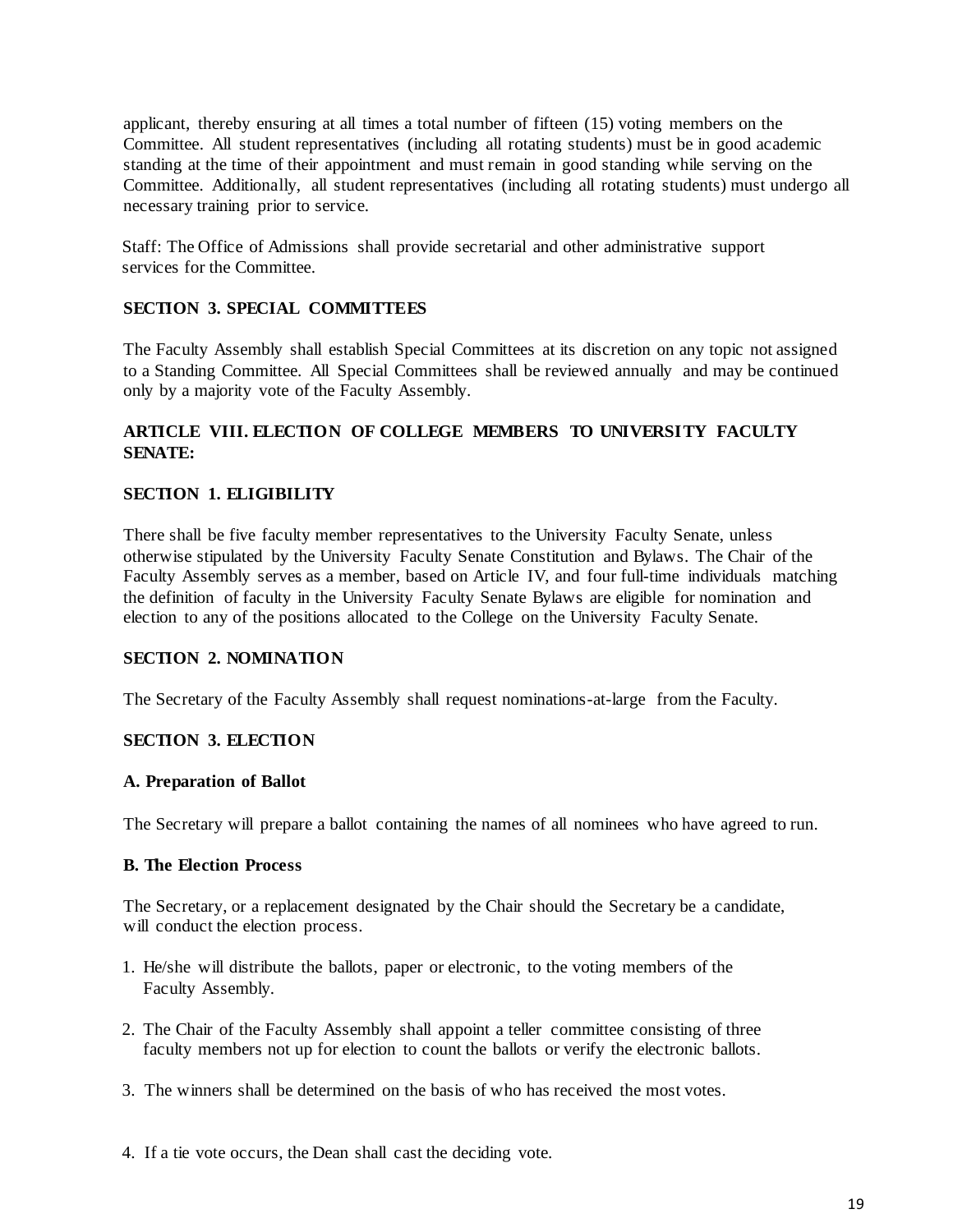applicant, thereby ensuring at all times a total number of fifteen (15) voting members on the Committee. All student representatives (including all rotating students) must be in good academic standing at the time of their appointment and must remain in good standing while serving on the Committee. Additionally, all student representatives (including all rotating students) must undergo all necessary training prior to service.

Staff: The Office of Admissions shall provide secretarial and other administrative support services for the Committee.

### SECTION 3. SPECIAL COMMITTEES

The Faculty Assembly shall establish Special Committees at its discretion on any topic not assigned to a Standing Committee. All Special Committees shall be reviewed annually and may be continued only by a majority vote of the Faculty Assembly.

## ARTICLE VIII. ELECTION OF COLLEGE MEMBERS TO UNIVERSITY FACULTY SENATE:

### SECTION 1. ELIGIBILITY

There shall be five faculty member representatives to the University Faculty Senate, unless otherwise stipulated by the University Faculty Senate Constitution and Bylaws. The Chair of the Faculty Assembly serves as a member, based on Article IV, and four full-time individuals matching the definition of faculty in the University Faculty Senate Bylaws are eligible for nomination and election to any of the positions allocated to the College on the University Faculty Senate.

### SECTION 2. NOMINATION

The Secretary of the Faculty Assembly shall request nominations-at-large from the Faculty.

### SECTION 3. ELECTION

#### A. Preparation of Ballot

The Secretary will prepare a ballot containing the names of all nominees who have agreed to run.

#### B. The Election Process

The Secretary, or a replacement designated by the Chair should the Secretary be a candidate, will conduct the election process.

1. He/she will distribute the ballots, paper or electronic, to the voting members of the Faculty Assembly.

2. The Chair of the Faculty Assembly shall appoint a teller committee consisting of three faculty members not up for election to count the ballots or verify the electronic ballots.

3. The winners shall be determined on the basis of who has received the most votes.

4. If a tie vote occurs, the Dean shall cast the deciding vote.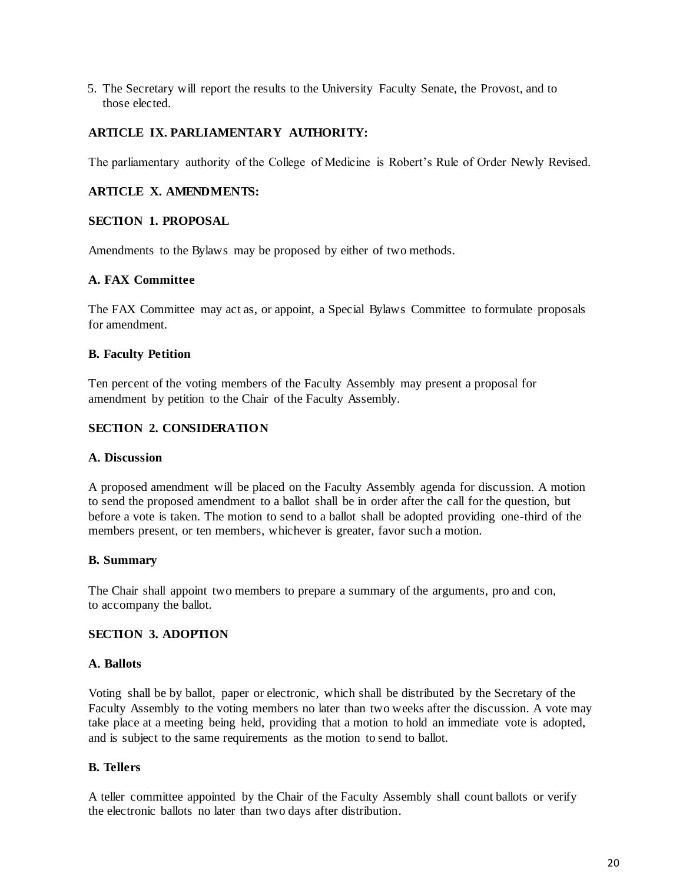5. The Secretary will report the results to the University Faculty Senate, the Provost, and to those elected.

## ARTICLE IX. PARLIAMENTARY AUTHORITY:

The parliamentary authority of the College of Medicine is Robert's Rule of Order Newly Revised.

## ARTICLE X. AMENDMENTS:

### SECTION 1. PROPOSAL

Amendments to the Bylaws may be proposed by either of two methods.

#### A. FAX Committee

The FAX Committee may act as, or appoint, a Special Bylaws Committee to formulate proposals for amendment.

#### B. Faculty Petition

Ten percent of the voting members of the Faculty Assembly may present a proposal for amendment by petition to the Chair of the Faculty Assembly.

### SECTION 2. CONSIDERATION

#### A. Discussion

A proposed amendment will be placed on the Faculty Assembly agenda for discussion. A motion to send the proposed amendment to a ballot shall be in order after the call for the question, but before a vote is taken. The motion to send to a ballot shall be adopted providing one-third of the members present, or ten members, whichever is greater, favor such a motion.

#### B. Summary

The Chair shall appoint two members to prepare a summary of the arguments, pro and con, to accompany the ballot.

### SECTION 3. ADOPTION

#### A. Ballots

Voting shall be by ballot, paper or electronic, which shall be distributed by the Secretary of the Faculty Assembly to the voting members no later than two weeks after the discussion. A vote may take place at a meeting being held, providing that a motion to hold an immediate vote is adopted, and is subject to the same requirements as the motion to send to ballot.

#### B. Tellers

A teller committee appointed by the Chair of the Faculty Assembly shall count ballots or verify the electronic ballots no later than two days after distribution.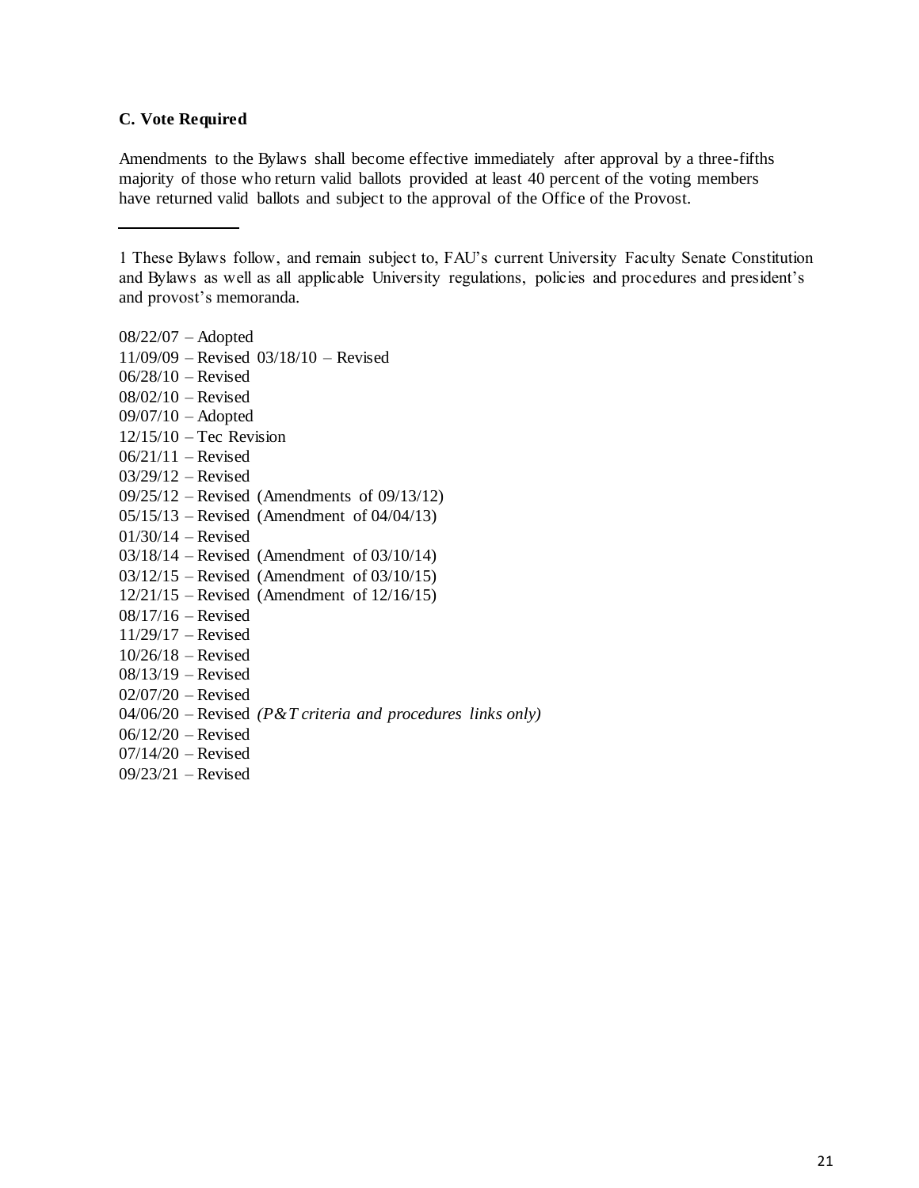### C. Vote Required

Amendments to the Bylaws shall become effective immediately after approval by a three-fifths majority of those who return valid ballots provided at least 40 percent of the voting members have returned valid ballots and subject to the approval of the Office of the Provost.

---

1 These Bylaws follow, and remain subject to, FAU's current University Faculty Senate Constitution and Bylaws as well as all applicable University regulations, policies and procedures and president's and provost's memoranda.

08/22/07 – Adopted
11/09/09 – Revised 03/18/10 – Revised
06/28/10 – Revised
08/02/10 – Revised
09/07/10 – Adopted
12/15/10 – Tec Revision
06/21/11 – Revised
03/29/12 – Revised
09/25/12 – Revised (Amendments of 09/13/12)
05/15/13 – Revised (Amendment of 04/04/13)
01/30/14 – Revised
03/18/14 – Revised (Amendment of 03/10/14)
03/12/15 – Revised (Amendment of 03/10/15)
12/21/15 – Revised (Amendment of 12/16/15)
08/17/16 – Revised
11/29/17 – Revised
10/26/18 – Revised
08/13/19 – Revised
02/07/20 – Revised
04/06/20 – Revised *(P&T criteria and procedures links only)*
06/12/20 – Revised
07/14/20 – Revised
09/23/21 – Revised